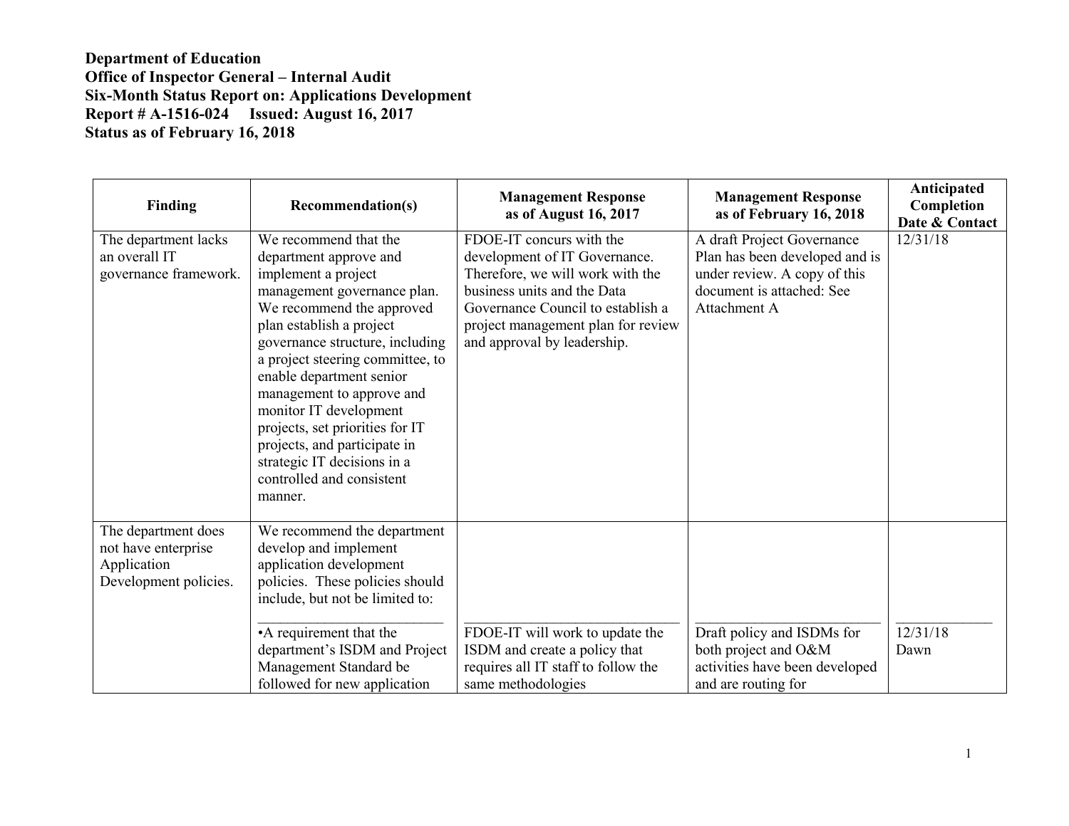**Department of Education**
**Office of Inspector General – Internal Audit**
**Six-Month Status Report on: Applications Development**
**Report # A-1516-024 Issued: August 16, 2017**
**Status as of February 16, 2018**

| Finding | Recommendation(s) | Management Response as of August 16, 2017 | Management Response as of February 16, 2018 | Anticipated Completion Date & Contact |
|---|---|---|---|---|
| The department lacks an overall IT governance framework. | We recommend that the department approve and implement a project management governance plan. We recommend the approved plan establish a project governance structure, including a project steering committee, to enable department senior management to approve and monitor IT development projects, set priorities for IT projects, and participate in strategic IT decisions in a controlled and consistent manner. | FDOE-IT concurs with the development of IT Governance. Therefore, we will work with the business units and the Data Governance Council to establish a project management plan for review and approval by leadership. | A draft Project Governance Plan has been developed and is under review. A copy of this document is attached: See Attachment A | 12/31/18 |
| The department does not have enterprise Application Development policies. | We recommend the department develop and implement application development policies. These policies should include, but not be limited to: | | | |
| | •A requirement that the department's ISDM and Project Management Standard be followed for new application | FDOE-IT will work to update the ISDM and create a policy that requires all IT staff to follow the same methodologies | Draft policy and ISDMs for both project and O&M activities have been developed and are routing for | 12/31/18 Dawn |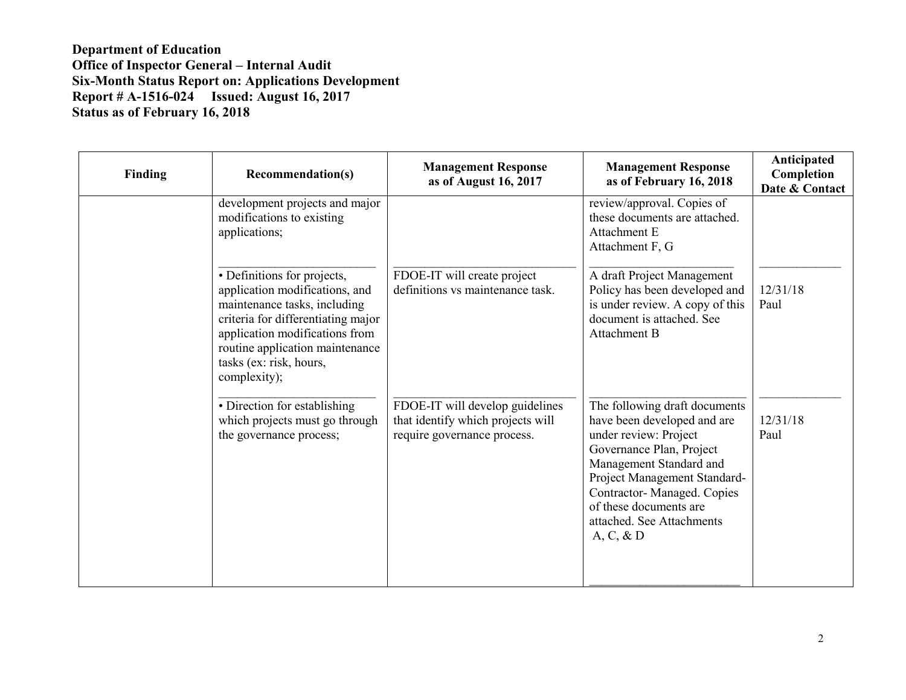**Department of Education**
**Office of Inspector General – Internal Audit**
**Six-Month Status Report on: Applications Development**
**Report # A-1516-024 Issued: August 16, 2017**
**Status as of February 16, 2018**

| Finding | Recommendation(s) | Management Response as of August 16, 2017 | Management Response as of February 16, 2018 | Anticipated Completion Date & Contact |
|---|---|---|---|---|
| | development projects and major modifications to existing applications; | | review/approval. Copies of these documents are attached. Attachment E Attachment F, G | |
| | • Definitions for projects, application modifications, and maintenance tasks, including criteria for differentiating major application modifications from routine application maintenance tasks (ex: risk, hours, complexity); | FDOE-IT will create project definitions vs maintenance task. | A draft Project Management Policy has been developed and is under review. A copy of this document is attached. See Attachment B | 12/31/18 Paul |
| | • Direction for establishing which projects must go through the governance process; | FDOE-IT will develop guidelines that identify which projects will require governance process. | The following draft documents have been developed and are under review: Project Governance Plan, Project Management Standard and Project Management Standard-Contractor- Managed. Copies of these documents are attached. See Attachments A, C, & D | 12/31/18 Paul |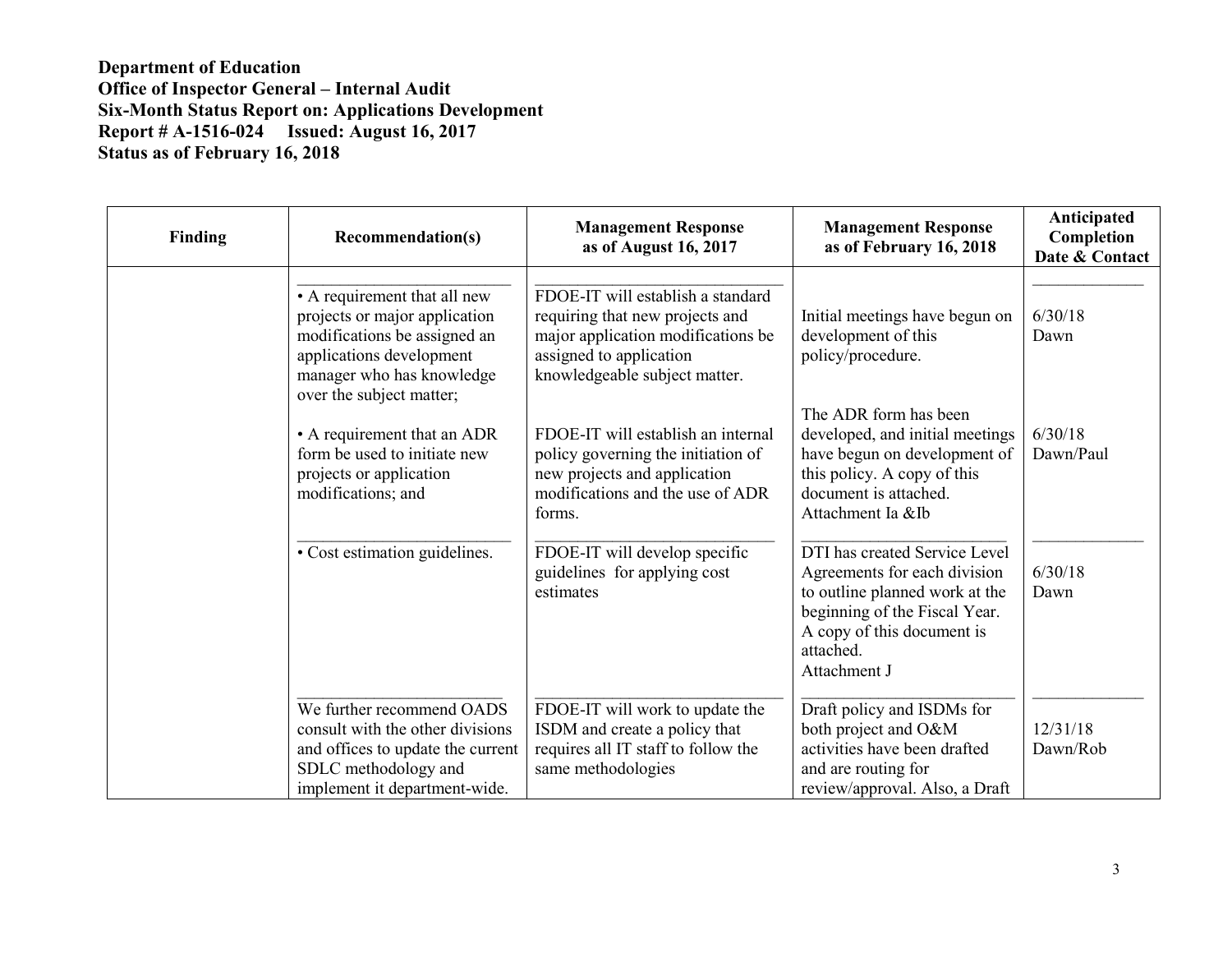**Department of Education**
**Office of Inspector General – Internal Audit**
**Six-Month Status Report on: Applications Development**
**Report # A-1516-024     Issued: August 16, 2017**
**Status as of February 16, 2018**

| Finding | Recommendation(s) | Management Response as of August 16, 2017 | Management Response as of February 16, 2018 | Anticipated Completion Date & Contact |
|---|---|---|---|---|
| | • A requirement that all new projects or major application modifications be assigned an applications development manager who has knowledge over the subject matter; | FDOE-IT will establish a standard requiring that new projects and major application modifications be assigned to application knowledgeable subject matter. | Initial meetings have begun on development of this policy/procedure. | 6/30/18 Dawn |
| | • A requirement that an ADR form be used to initiate new projects or application modifications; and | FDOE-IT will establish an internal policy governing the initiation of new projects and application modifications and the use of ADR forms. | The ADR form has been developed, and initial meetings have begun on development of this policy. A copy of this document is attached. Attachment Ia &Ib | 6/30/18 Dawn/Paul |
| | • Cost estimation guidelines. | FDOE-IT will develop specific guidelines for applying cost estimates | DTI has created Service Level Agreements for each division to outline planned work at the beginning of the Fiscal Year. A copy of this document is attached. Attachment J | 6/30/18 Dawn |
| | We further recommend OADS consult with the other divisions and offices to update the current SDLC methodology and implement it department-wide. | FDOE-IT will work to update the ISDM and create a policy that requires all IT staff to follow the same methodologies | Draft policy and ISDMs for both project and O&M activities have been drafted and are routing for review/approval. Also, a Draft | 12/31/18 Dawn/Rob |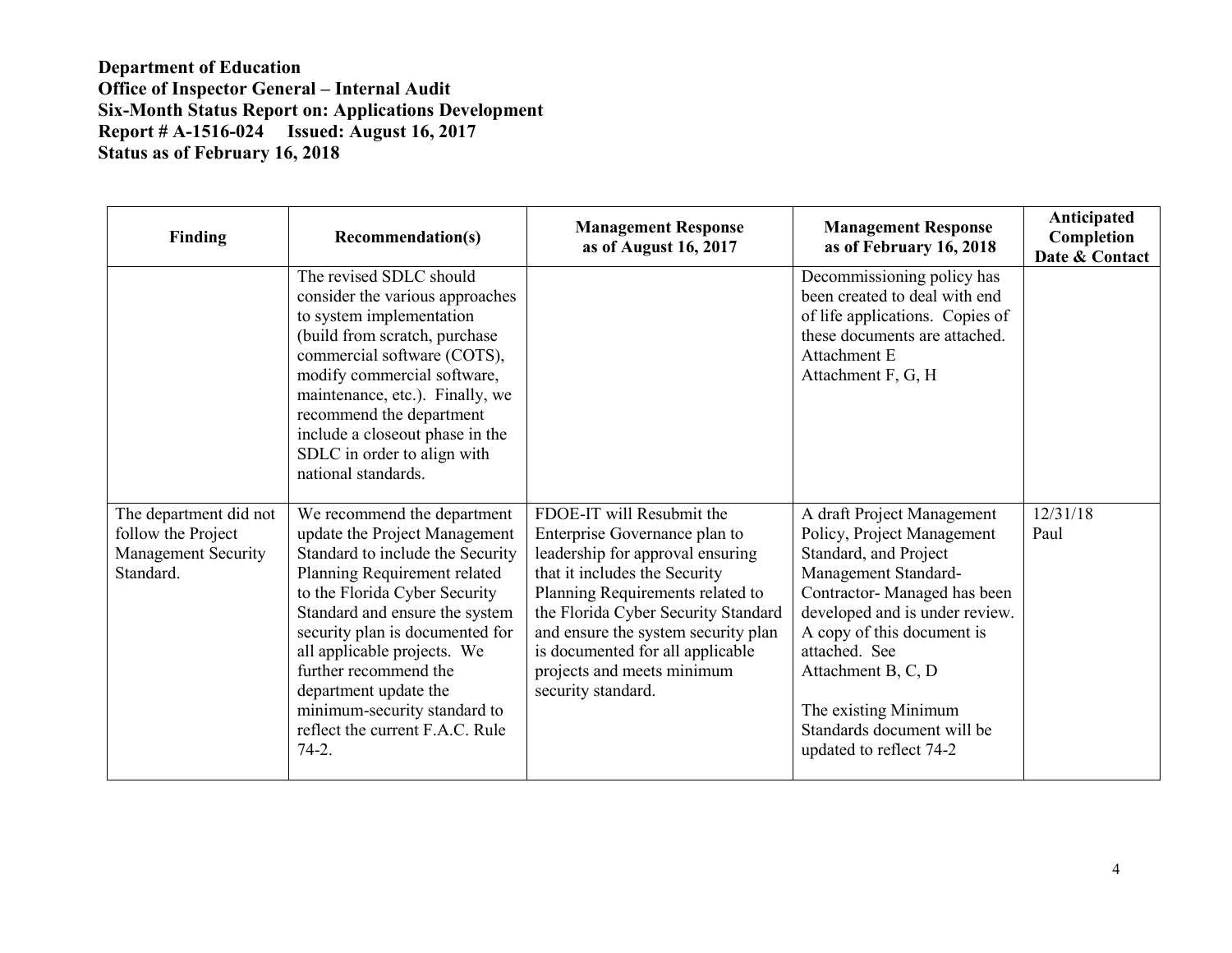**Department of Education**
**Office of Inspector General – Internal Audit**
**Six-Month Status Report on: Applications Development**
**Report # A-1516-024 Issued: August 16, 2017**
**Status as of February 16, 2018**

| Finding | Recommendation(s) | Management Response as of August 16, 2017 | Management Response as of February 16, 2018 | Anticipated Completion Date & Contact |
|---|---|---|---|---|
| | The revised SDLC should consider the various approaches to system implementation (build from scratch, purchase commercial software (COTS), modify commercial software, maintenance, etc.). Finally, we recommend the department include a closeout phase in the SDLC in order to align with national standards. | | Decommissioning policy has been created to deal with end of life applications. Copies of these documents are attached. Attachment E Attachment F, G, H | |
| The department did not follow the Project Management Security Standard. | We recommend the department update the Project Management Standard to include the Security Planning Requirement related to the Florida Cyber Security Standard and ensure the system security plan is documented for all applicable projects. We further recommend the department update the minimum-security standard to reflect the current F.A.C. Rule 74-2. | FDOE-IT will Resubmit the Enterprise Governance plan to leadership for approval ensuring that it includes the Security Planning Requirements related to the Florida Cyber Security Standard and ensure the system security plan is documented for all applicable projects and meets minimum security standard. | A draft Project Management Policy, Project Management Standard, and Project Management Standard-Contractor- Managed has been developed and is under review. A copy of this document is attached. See Attachment B, C, D<br><br>The existing Minimum Standards document will be updated to reflect 74-2 | 12/31/18 Paul |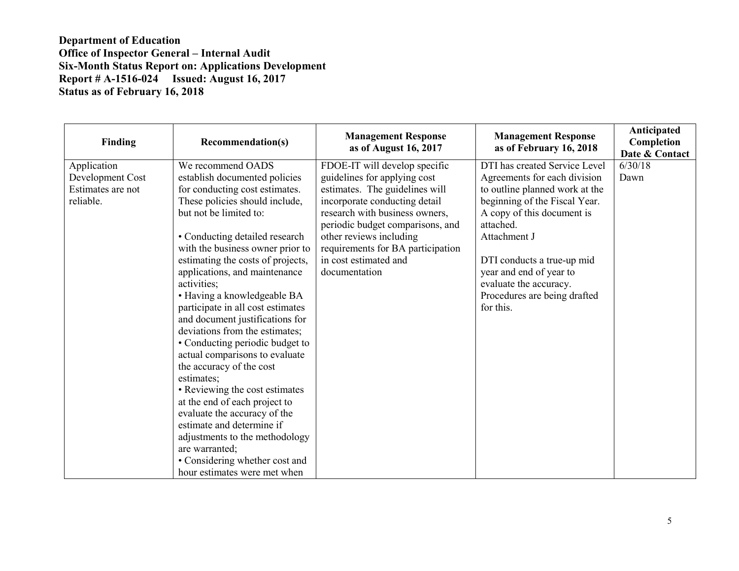**Department of Education**
**Office of Inspector General – Internal Audit**
**Six-Month Status Report on: Applications Development**
**Report # A-1516-024 Issued: August 16, 2017**
**Status as of February 16, 2018**

| Finding | Recommendation(s) | Management Response as of August 16, 2017 | Management Response as of February 16, 2018 | Anticipated Completion Date & Contact |
|---|---|---|---|---|
| Application Development Cost Estimates are not reliable. | We recommend OADS establish documented policies for conducting cost estimates. These policies should include, but not be limited to:<br><br>• Conducting detailed research with the business owner prior to estimating the costs of projects, applications, and maintenance activities;<br>• Having a knowledgeable BA participate in all cost estimates and document justifications for deviations from the estimates;<br>• Conducting periodic budget to actual comparisons to evaluate the accuracy of the cost estimates;<br>• Reviewing the cost estimates at the end of each project to evaluate the accuracy of the estimate and determine if adjustments to the methodology are warranted;<br>• Considering whether cost and hour estimates were met when | FDOE-IT will develop specific guidelines for applying cost estimates. The guidelines will incorporate conducting detail research with business owners, periodic budget comparisons, and other reviews including requirements for BA participation in cost estimated and documentation | DTI has created Service Level Agreements for each division to outline planned work at the beginning of the Fiscal Year. A copy of this document is attached.<br>Attachment J<br><br>DTI conducts a true-up mid year and end of year to evaluate the accuracy. Procedures are being drafted for this. | 6/30/18<br>Dawn |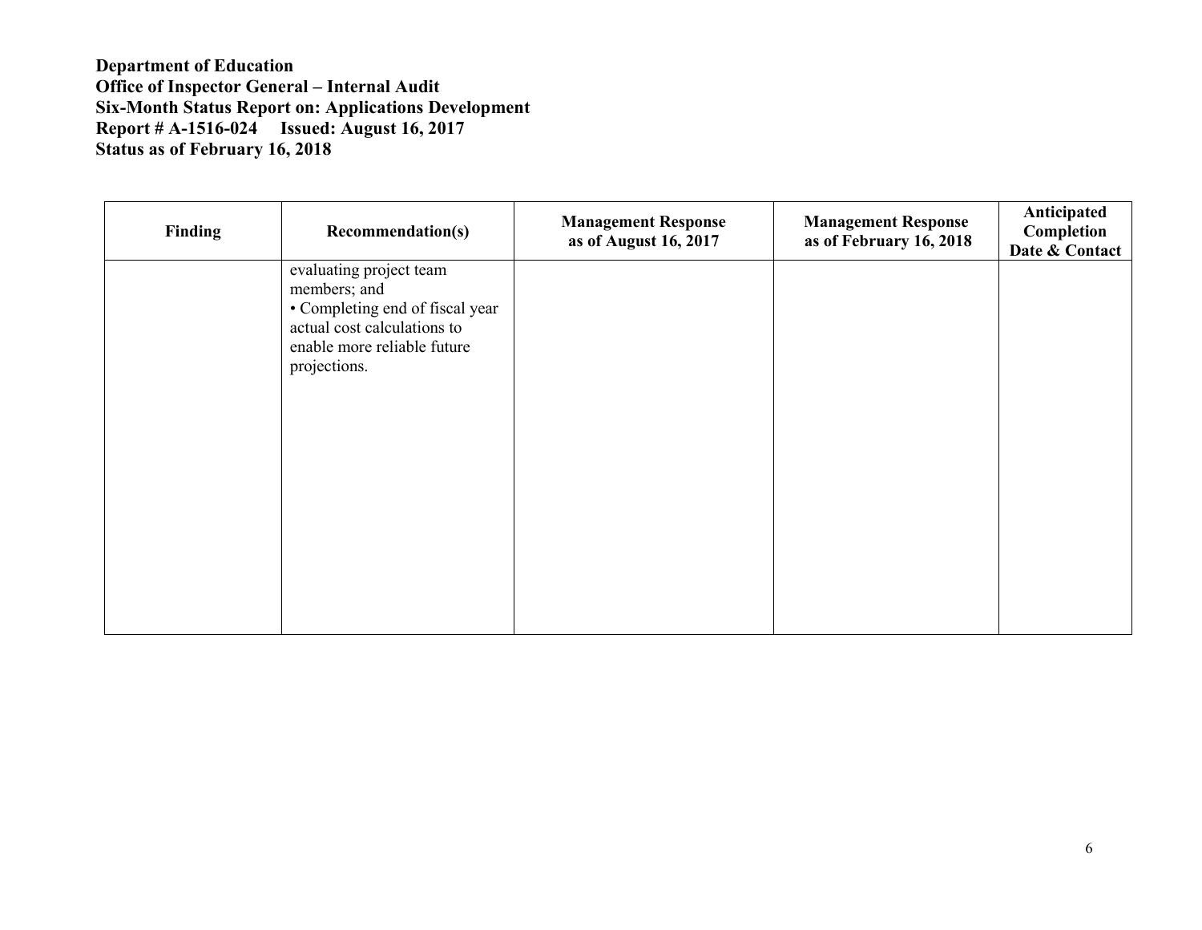**Department of Education**
**Office of Inspector General – Internal Audit**
**Six-Month Status Report on: Applications Development**
**Report # A-1516-024 Issued: August 16, 2017**
**Status as of February 16, 2018**

| Finding | Recommendation(s) | Management Response as of August 16, 2017 | Management Response as of February 16, 2018 | Anticipated Completion Date & Contact |
|---|---|---|---|---|
| | evaluating project team members; and<br>• Completing end of fiscal year actual cost calculations to enable more reliable future projections. | | | |